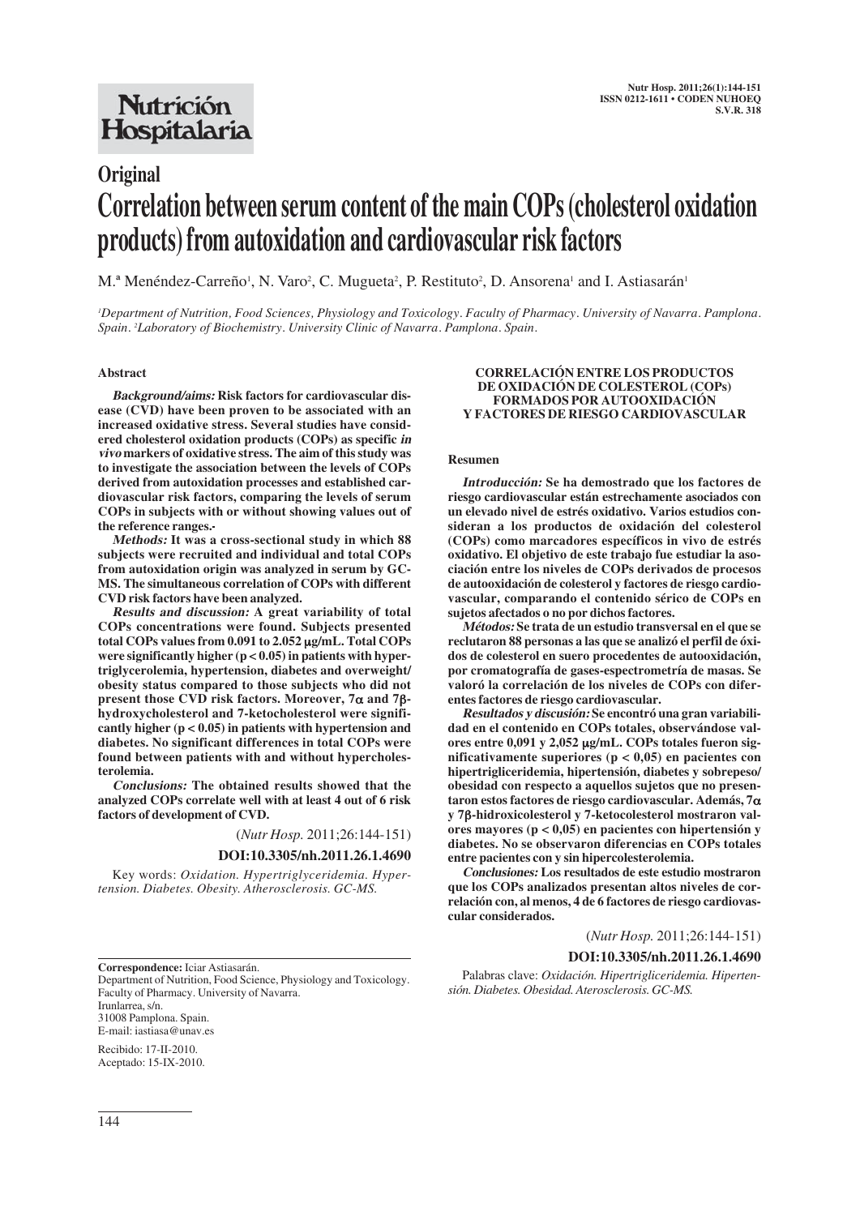Nutrición Hospitalaria

**Original**

# Correlation between serum content of the main COPs (cholesterol oxidation products) from autoxidation and cardiovascular risk factors

M.ª Menéndez-Carreño[1], N. Varo[2], C. Mugueta[2], P. Restituto[2], D. Ansorena[1] and I. Astiasarán[1]

[1]*Department of Nutrition, Food Sciences, Physiology and Toxicology. Faculty of Pharmacy. University of Navarra. Pamplona. Spain.* [2]*Laboratory of Biochemistry. University Clinic of Navarra. Pamplona. Spain.*

## Abstract

***Background/aims:*** **Risk factors for cardiovascular disease (CVD) have been proven to be associated with an increased oxidative stress. Several studies have considered cholesterol oxidation products (COPs) as specific *in vivo* markers of oxidative stress. The aim of this study was to investigate the association between the levels of COPs derived from autoxidation processes and established cardiovascular risk factors, comparing the levels of serum COPs in subjects with or without showing values out of the reference ranges.**

***Methods:*** **It was a cross-sectional study in which 88 subjects were recruited and individual and total COPs from autoxidation origin was analyzed in serum by GC-MS. The simultaneous correlation of COPs with different CVD risk factors have been analyzed.**

***Results and discussion:*** **A great variability of total COPs concentrations were found. Subjects presented total COPs values from 0.091 to 2.052 μg/mL. Total COPs were significantly higher ($p < 0.05$) in patients with hypertriglycerolemia, hypertension, diabetes and overweight/obesity status compared to those subjects who did not present those CVD risk factors. Moreover, 7α and 7β-hydroxycholesterol and 7-ketocholesterol were significantly higher ($p < 0.05$) in patients with hypertension and diabetes. No significant differences in total COPs were found between patients with and without hypercholesterolemia.**

***Conclusions:*** **The obtained results showed that the analyzed COPs correlate well with at least 4 out of 6 risk factors of development of CVD.**

(*Nutr Hosp.* 2011;26:144-151)

**DOI:10.3305/nh.2011.26.1.4690**

Key words: *Oxidation. Hypertriglyceridemia. Hypertension. Diabetes. Obesity. Atherosclerosis. GC-MS.*

**CORRELACIÓN ENTRE LOS PRODUCTOS DE OXIDACIÓN DE COLESTEROL (COPs) FORMADOS POR AUTOOXIDACIÓN Y FACTORES DE RIESGO CARDIOVASCULAR**

## Resumen

***Introducción:*** **Se ha demostrado que los factores de riesgo cardiovascular están estrechamente asociados con un elevado nivel de estrés oxidativo. Varios estudios consideran a los productos de oxidación del colesterol (COPs) como marcadores específicos in vivo de estrés oxidativo. El objetivo de este trabajo fue estudiar la asociación entre los niveles de COPs derivados de procesos de autooxidación de colesterol y factores de riesgo cardiovascular, comparando el contenido sérico de COPs en sujetos afectados o no por dichos factores.**

***Métodos:*** **Se trata de un estudio transversal en el que se reclutaron 88 personas a las que se analizó el perfil de óxidos de colesterol en suero procedentes de autooxidación, por cromatografía de gases-espectrometría de masas. Se valoró la correlación de los niveles de COPs con diferentes factores de riesgo cardiovascular.**

***Resultados y discusión:*** **Se encontró una gran variabilidad en el contenido en COPs totales, observándose valores entre 0,091 y 2,052 μg/mL. COPs totales fueron significativamente superiores ($p < 0,05$) en pacientes con hipertrigliceridemia, hipertensión, diabetes y sobrepeso/obesidad con respecto a aquellos sujetos que no presentaron estos factores de riesgo cardiovascular. Además, 7α y 7β-hidroxicolesterol y 7-ketocolesterol mostraron valores mayores ($p < 0,05$) en pacientes con hipertensión y diabetes. No se observaron diferencias en COPs totales entre pacientes con y sin hipercolesterolemia.**

***Conclusiones:*** **Los resultados de este estudio mostraron que los COPs analizados presentan altos niveles de correlación con, al menos, 4 de 6 factores de riesgo cardiovascular considerados.**

(*Nutr Hosp.* 2011;26:144-151)

**DOI:10.3305/nh.2011.26.1.4690**

Palabras clave: *Oxidación. Hipertrigliceridemia. Hipertensión. Diabetes. Obesidad. Aterosclerosis. GC-MS.*

---

**Correspondence:** Iciar Astiasarán.
Department of Nutrition, Food Science, Physiology and Toxicology.
Faculty of Pharmacy. University of Navarra.
Irunlarrea, s/n.
31008 Pamplona. Spain.
E-mail: iastiasa@unav.es

Recibido: 17-II-2010.
Aceptado: 15-IX-2010.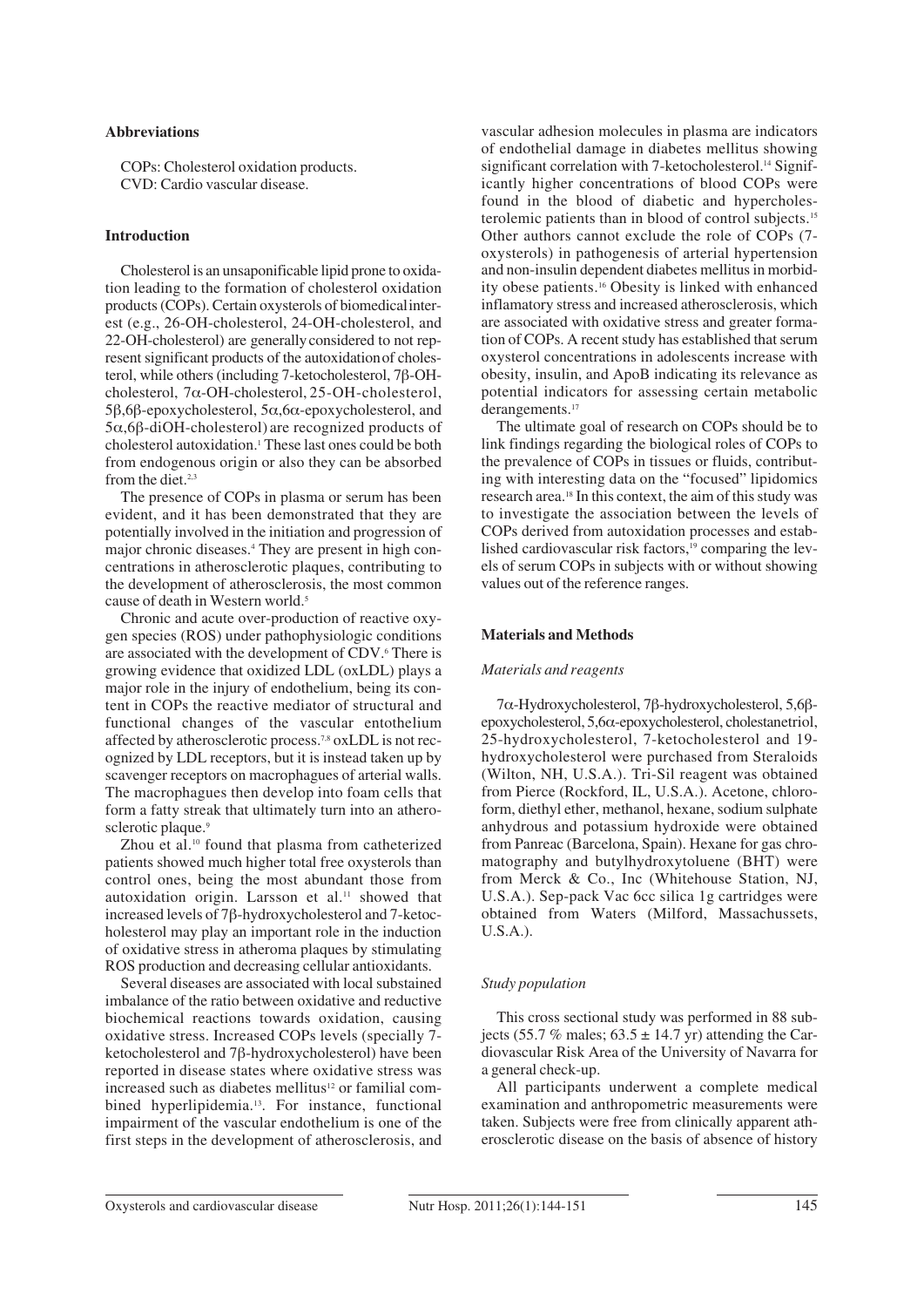**Abbreviations**

COPs: Cholesterol oxidation products.
CVD: Cardio vascular disease.

## Introduction

Cholesterol is an unsaponificable lipid prone to oxidation leading to the formation of cholesterol oxidation products (COPs). Certain oxysterols of biomedical interest (e.g., 26-OH-cholesterol, 24-OH-cholesterol, and 22-OH-cholesterol) are generally considered to not represent significant products of the autoxidation of cholesterol, while others (including 7-ketocholesterol, 7β-OH-cholesterol, 7α-OH-cholesterol, 25-OH-cholesterol, 5β,6β-epoxycholesterol, 5α,6α-epoxycholesterol, and 5α,6β-diOH-cholesterol) are recognized products of cholesterol autoxidation.[1] These last ones could be both from endogenous origin or also they can be absorbed from the diet.[2,3]

The presence of COPs in plasma or serum has been evident, and it has been demonstrated that they are potentially involved in the initiation and progression of major chronic diseases.[4] They are present in high concentrations in atherosclerotic plaques, contributing to the development of atherosclerosis, the most common cause of death in Western world.[5]

Chronic and acute over-production of reactive oxygen species (ROS) under pathophysiologic conditions are associated with the development of CDV.[6] There is growing evidence that oxidized LDL (oxLDL) plays a major role in the injury of endothelium, being its content in COPs the reactive mediator of structural and functional changes of the vascular entothelium affected by atherosclerotic process.[7,8] oxLDL is not recognized by LDL receptors, but it is instead taken up by scavenger receptors on macrophagues of arterial walls. The macrophagues then develop into foam cells that form a fatty streak that ultimately turn into an atherosclerotic plaque.[9]

Zhou et al.[10] found that plasma from catheterized patients showed much higher total free oxysterols than control ones, being the most abundant those from autoxidation origin. Larsson et al.[11] showed that increased levels of 7β-hydroxycholesterol and 7-ketocholesterol may play an important role in the induction of oxidative stress in atheroma plaques by stimulating ROS production and decreasing cellular antioxidants.

Several diseases are associated with local substained imbalance of the ratio between oxidative and reductive biochemical reactions towards oxidation, causing oxidative stress. Increased COPs levels (specially 7-ketocholesterol and 7β-hydroxycholesterol) have been reported in disease states where oxidative stress was increased such as diabetes mellitus[12] or familial combined hyperlipidemia.[13]. For instance, functional impairment of the vascular endothelium is one of the first steps in the development of atherosclerosis, and vascular adhesion molecules in plasma are indicators of endothelial damage in diabetes mellitus showing significant correlation with 7-ketocholesterol.[14] Significantly higher concentrations of blood COPs were found in the blood of diabetic and hypercholesterolemic patients than in blood of control subjects.[15] Other authors cannot exclude the role of COPs (7-oxysterols) in pathogenesis of arterial hypertension and non-insulin dependent diabetes mellitus in morbidity obese patients.[16] Obesity is linked with enhanced inflamatory stress and increased atherosclerosis, which are associated with oxidative stress and greater formation of COPs. A recent study has established that serum oxysterol concentrations in adolescents increase with obesity, insulin, and ApoB indicating its relevance as potential indicators for assessing certain metabolic derangements.[17]

The ultimate goal of research on COPs should be to link findings regarding the biological roles of COPs to the prevalence of COPs in tissues or fluids, contributing with interesting data on the "focused" lipidomics research area.[18] In this context, the aim of this study was to investigate the association between the levels of COPs derived from autoxidation processes and established cardiovascular risk factors,[19] comparing the levels of serum COPs in subjects with or without showing values out of the reference ranges.

## Materials and Methods

### *Materials and reagents*

7α-Hydroxycholesterol, 7β-hydroxycholesterol, 5,6β-epoxycholesterol, 5,6α-epoxycholesterol, cholestanetriol, 25-hydroxycholesterol, 7-ketocholesterol and 19-hydroxycholesterol were purchased from Steraloids (Wilton, NH, U.S.A.). Tri-Sil reagent was obtained from Pierce (Rockford, IL, U.S.A.). Acetone, chloroform, diethyl ether, methanol, hexane, sodium sulphate anhydrous and potassium hydroxide were obtained from Panreac (Barcelona, Spain). Hexane for gas chromatography and butylhydroxytoluene (BHT) were from Merck & Co., Inc (Whitehouse Station, NJ, U.S.A.). Sep-pack Vac 6cc silica 1g cartridges were obtained from Waters (Milford, Massachussets, U.S.A.).

### *Study population*

This cross sectional study was performed in 88 subjects (55.7 % males; 63.5 ± 14.7 yr) attending the Cardiovascular Risk Area of the University of Navarra for a general check-up.

All participants underwent a complete medical examination and anthropometric measurements were taken. Subjects were free from clinically apparent atherosclerotic disease on the basis of absence of history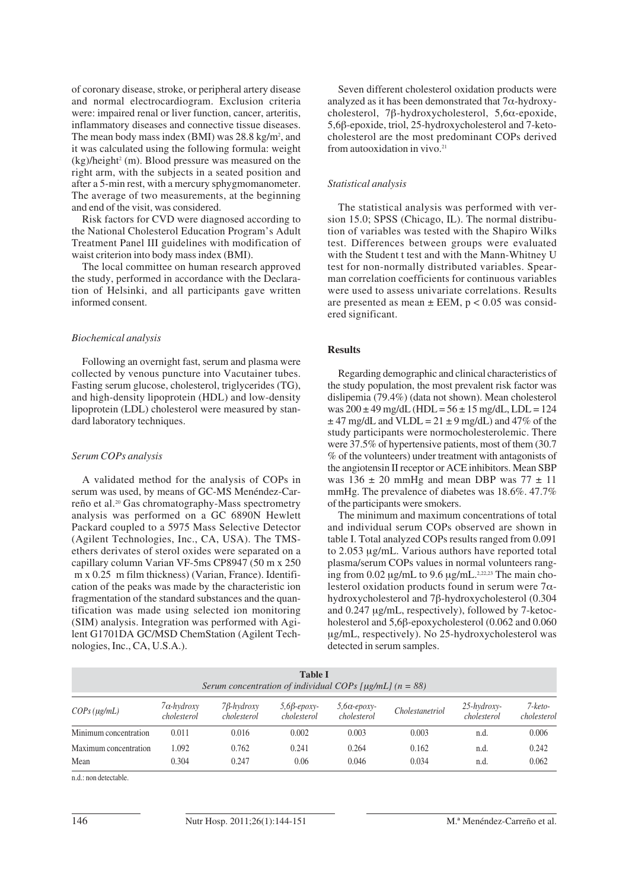of coronary disease, stroke, or peripheral artery disease and normal electrocardiogram. Exclusion criteria were: impaired renal or liver function, cancer, arteritis, inflammatory diseases and connective tissue diseases. The mean body mass index (BMI) was 28.8 kg/m$^2$, and it was calculated using the following formula: weight (kg)/height$^2$ (m). Blood pressure was measured on the right arm, with the subjects in a seated position and after a 5-min rest, with a mercury sphygmomanometer. The average of two measurements, at the beginning and end of the visit, was considered.

Risk factors for CVD were diagnosed according to the National Cholesterol Education Program's Adult Treatment Panel III guidelines with modification of waist criterion into body mass index (BMI).

The local committee on human research approved the study, performed in accordance with the Declaration of Helsinki, and all participants gave written informed consent.

### *Biochemical analysis*

Following an overnight fast, serum and plasma were collected by venous puncture into Vacutainer tubes. Fasting serum glucose, cholesterol, triglycerides (TG), and high-density lipoprotein (HDL) and low-density lipoprotein (LDL) cholesterol were measured by standard laboratory techniques.

### *Serum COPs analysis*

A validated method for the analysis of COPs in serum was used, by means of GC-MS Menéndez-Carreño et al.[20] Gas chromatography-Mass spectrometry analysis was performed on a GC 6890N Hewlett Packard coupled to a 5975 Mass Selective Detector (Agilent Technologies, Inc., CA, USA). The TMS-ethers derivates of sterol oxides were separated on a capillary column Varian VF-5ms CP8947 (50 m x 250 m x 0.25 m film thickness) (Varian, France). Identification of the peaks was made by the characteristic ion fragmentation of the standard substances and the quantification was made using selected ion monitoring (SIM) analysis. Integration was performed with Agilent G1701DA GC/MSD ChemStation (Agilent Technologies, Inc., CA, U.S.A.).

Seven different cholesterol oxidation products were analyzed as it has been demonstrated that 7α-hydroxycholesterol, 7β-hydroxycholesterol, 5,6α-epoxide, 5,6β-epoxide, triol, 25-hydroxycholesterol and 7-ketocholesterol are the most predominant COPs derived from autooxidation in vivo.[21]

### *Statistical analysis*

The statistical analysis was performed with version 15.0; SPSS (Chicago, IL). The normal distribution of variables was tested with the Shapiro Wilks test. Differences between groups were evaluated with the Student t test and with the Mann-Whitney U test for non-normally distributed variables. Spearman correlation coefficients for continuous variables were used to assess univariate correlations. Results are presented as mean ± EEM, $p < 0.05$ was considered significant.

## Results

Regarding demographic and clinical characteristics of the study population, the most prevalent risk factor was dislipemia (79.4%) (data not shown). Mean cholesterol was 200 ± 49 mg/dL (HDL = 56 ± 15 mg/dL, LDL = 124 ± 47 mg/dL and VLDL = 21 ± 9 mg/dL) and 47% of the study participants were normocholesterolemic. There were 37.5% of hypertensive patients, most of them (30.7 % of the volunteers) under treatment with antagonists of the angiotensin II receptor or ACE inhibitors. Mean SBP was 136 ± 20 mmHg and mean DBP was 77 ± 11 mmHg. The prevalence of diabetes was 18.6%. 47.7% of the participants were smokers.

The minimum and maximum concentrations of total and individual serum COPs observed are shown in table I. Total analyzed COPs results ranged from 0.091 to 2.053 µg/mL. Various authors have reported total plasma/serum COPs values in normal volunteers ranging from 0.02 µg/mL to 9.6 µg/mL.[2,22,23] The main cholesterol oxidation products found in serum were 7α-hydroxycholesterol and 7β-hydroxycholesterol (0.304 and 0.247 µg/mL, respectively), followed by 7-ketocholesterol and 5,6β-epoxycholesterol (0.062 and 0.060 µg/mL, respectively). No 25-hydroxycholesterol was detected in serum samples.

**Table I**
*Serum concentration of individual COPs [µg/mL] (n = 88)*

| *COPs (µg/mL)* | *7α-hydroxy cholesterol* | *7β-hydroxy cholesterol* | *5,6β-epoxy-cholesterol* | *5,6α-epoxy-cholesterol* | *Cholestanetriol* | *25-hydroxy-cholesterol* | *7-keto-cholesterol* |
|---|---|---|---|---|---|---|---|
| Minimum concentration | 0.011 | 0.016 | 0.002 | 0.003 | 0.003 | n.d. | 0.006 |
| Maximum concentration | 1.092 | 0.762 | 0.241 | 0.264 | 0.162 | n.d. | 0.242 |
| Mean | 0.304 | 0.247 | 0.06 | 0.046 | 0.034 | n.d. | 0.062 |

n.d.: non detectable.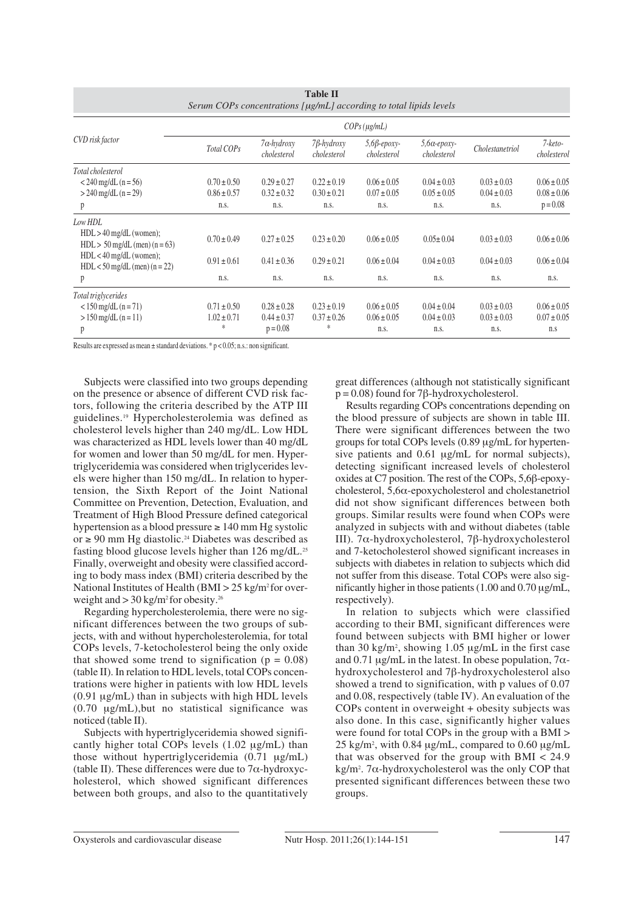**Table II**
*Serum COPs concentrations [µg/mL] according to total lipids levels*

| CVD risk factor | COPs (µg/mL) | | | | | | |
|---|---|---|---|---|---|---|---|
| | Total COPs | 7α-hydroxy cholesterol | 7β-hydroxy cholesterol | 5,6β-epoxy-cholesterol | 5,6α-epoxy-cholesterol | Cholestanetriol | 7-keto-cholesterol |
| *Total cholesterol* | | | | | | | |
| < 240 mg/dL (n = 56) | 0.70 ± 0.50 | 0.29 ± 0.27 | 0.22 ± 0.19 | 0.06 ± 0.05 | 0.04 ± 0.03 | 0.03 ± 0.03 | 0.06 ± 0.05 |
| > 240 mg/dL (n = 29) | 0.86 ± 0.57 | 0.32 ± 0.32 | 0.30 ± 0.21 | 0.07 ± 0.05 | 0.05 ± 0.05 | 0.04 ± 0.03 | 0.08 ± 0.06 |
| p | n.s. | n.s. | n.s. | n.s. | n.s. | n.s. | p = 0.08 |
| *Low HDL* | | | | | | | |
| HDL > 40 mg/dL (women); HDL > 50 mg/dL (men) (n = 63) | 0.70 ± 0.49 | 0.27 ± 0.25 | 0.23 ± 0.20 | 0.06 ± 0.05 | 0.05± 0.04 | 0.03 ± 0.03 | 0.06 ± 0.06 |
| HDL < 40 mg/dL (women); HDL < 50 mg/dL (men) (n = 22) | 0.91 ± 0.61 | 0.41 ± 0.36 | 0.29 ± 0.21 | 0.06 ± 0.04 | 0.04 ± 0.03 | 0.04 ± 0.03 | 0.06 ± 0.04 |
| p | n.s. | n.s. | n.s. | n.s. | n.s. | n.s. | n.s. |
| *Total triglycerides* | | | | | | | |
| < 150 mg/dL (n = 71) | 0.71 ± 0.50 | 0.28 ± 0.28 | 0.23 ± 0.19 | 0.06 ± 0.05 | 0.04 ± 0.04 | 0.03 ± 0.03 | 0.06 ± 0.05 |
| > 150 mg/dL (n = 11) | 1.02 ± 0.71 | 0.44 ± 0.37 | 0.37 ± 0.26 | 0.06 ± 0.05 | 0.04 ± 0.03 | 0.03 ± 0.03 | 0.07 ± 0.05 |
| p | * | p = 0.08 | * | n.s. | n.s. | n.s. | n.s |

Results are expressed as mean ± standard deviations. * $p < 0.05$; n.s.: non significant.

Subjects were classified into two groups depending on the presence or absence of different CVD risk factors, following the criteria described by the ATP III guidelines.[19] Hypercholesterolemia was defined as cholesterol levels higher than 240 mg/dL. Low HDL was characterized as HDL levels lower than 40 mg/dL for women and lower than 50 mg/dL for men. Hypertriglyceridemia was considered when triglycerides levels were higher than 150 mg/dL. In relation to hypertension, the Sixth Report of the Joint National Committee on Prevention, Detection, Evaluation, and Treatment of High Blood Pressure defined categorical hypertension as a blood pressure ≥ 140 mm Hg systolic or ≥ 90 mm Hg diastolic.[24] Diabetes was described as fasting blood glucose levels higher than 126 mg/dL.[25] Finally, overweight and obesity were classified according to body mass index (BMI) criteria described by the National Institutes of Health (BMI > 25 kg/m$^2$ for overweight and > 30 kg/m$^2$ for obesity.[26]

Regarding hypercholesterolemia, there were no significant differences between the two groups of subjects, with and without hypercholesterolemia, for total COPs levels, 7-ketocholesterol being the only oxide that showed some trend to signification ($p = 0.08$) (table II). In relation to HDL levels, total COPs concentrations were higher in patients with low HDL levels (0.91 µg/mL) than in subjects with high HDL levels (0.70 µg/mL),but no statistical significance was noticed (table II).

Subjects with hypertriglyceridemia showed significantly higher total COPs levels (1.02 µg/mL) than those without hypertriglyceridemia (0.71 µg/mL) (table II). These differences were due to 7α-hydroxycholesterol, which showed significant differences between both groups, and also to the quantitatively great differences (although not statistically significant $p = 0.08$) found for 7β-hydroxycholesterol.

Results regarding COPs concentrations depending on the blood pressure of subjects are shown in table III. There were significant differences between the two groups for total COPs levels (0.89 µg/mL for hypertensive patients and 0.61 µg/mL for normal subjects), detecting significant increased levels of cholesterol oxides at C7 position. The rest of the COPs, 5,6β-epoxycholesterol, 5,6α-epoxycholesterol and cholestanetriol did not show significant differences between both groups. Similar results were found when COPs were analyzed in subjects with and without diabetes (table III). 7α-hydroxycholesterol, 7β-hydroxycholesterol and 7-ketocholesterol showed significant increases in subjects with diabetes in relation to subjects which did not suffer from this disease. Total COPs were also significantly higher in those patients (1.00 and 0.70 µg/mL, respectively).

In relation to subjects which were classified according to their BMI, significant differences were found between subjects with BMI higher or lower than 30 kg/m$^2$, showing 1.05 µg/mL in the first case and 0.71 µg/mL in the latest. In obese population, 7α-hydroxycholesterol and 7β-hydroxycholesterol also showed a trend to signification, with p values of 0.07 and 0.08, respectively (table IV). An evaluation of the COPs content in overweight + obesity subjects was also done. In this case, significantly higher values were found for total COPs in the group with a BMI > 25 kg/m$^2$, with 0.84 µg/mL, compared to 0.60 µg/mL that was observed for the group with BMI < 24.9 kg/m$^2$. 7α-hydroxycholesterol was the only COP that presented significant differences between these two groups.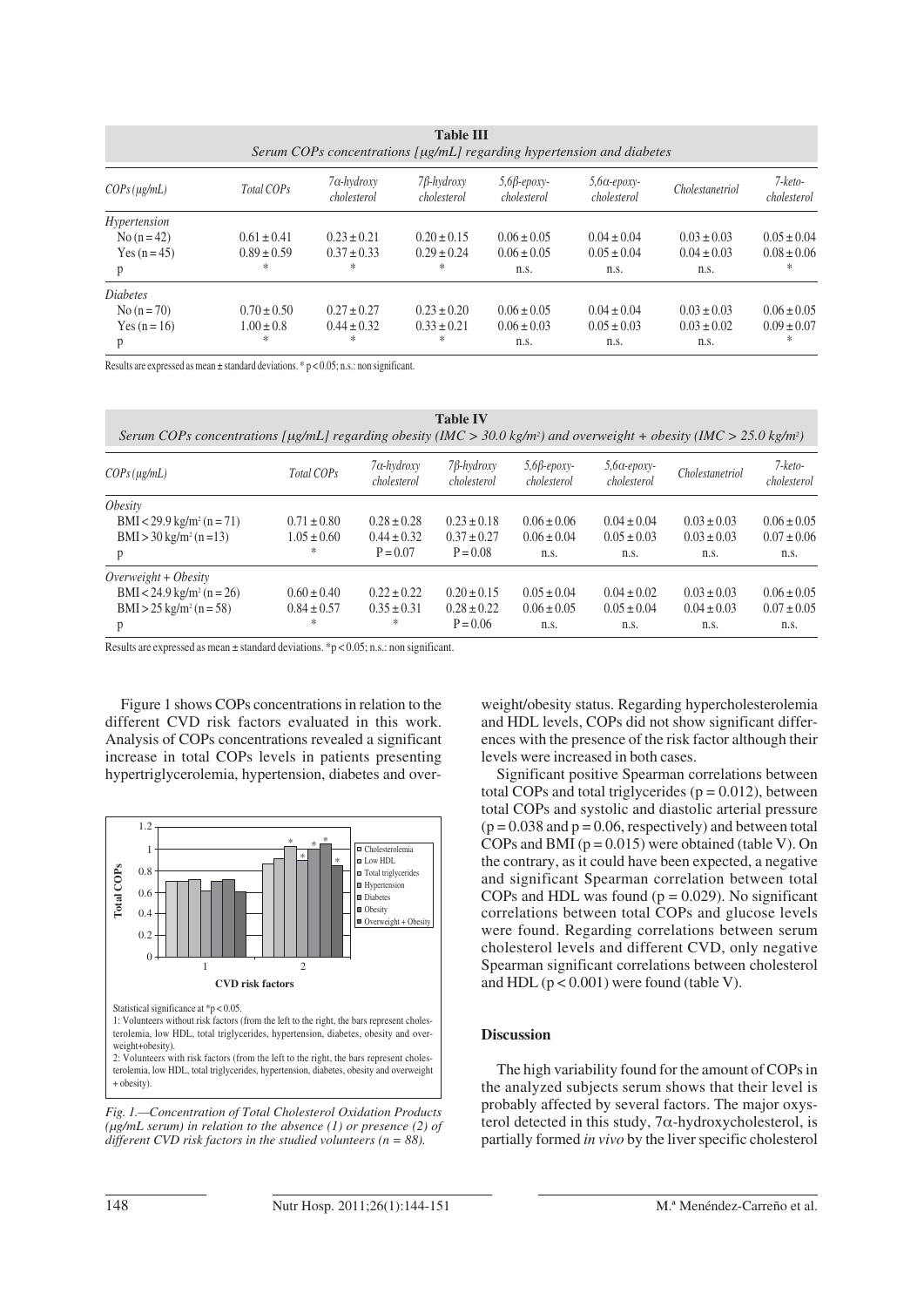**Table III**
*Serum COPs concentrations [μg/mL] regarding hypertension and diabetes*

| COPs (μg/mL) | Total COPs | 7α-hydroxy cholesterol | 7β-hydroxy cholesterol | 5,6β-epoxy-cholesterol | 5,6α-epoxy-cholesterol | Cholestanetriol | 7-keto-cholesterol |
|---|---|---|---|---|---|---|---|
| *Hypertension* | | | | | | | |
| No (n = 42) | 0.61 ± 0.41 | 0.23 ± 0.21 | 0.20 ± 0.15 | 0.06 ± 0.05 | 0.04 ± 0.04 | 0.03 ± 0.03 | 0.05 ± 0.04 |
| Yes (n = 45) | 0.89 ± 0.59 | 0.37 ± 0.33 | 0.29 ± 0.24 | 0.06 ± 0.05 | 0.05 ± 0.04 | 0.04 ± 0.03 | 0.08 ± 0.06 |
| p | * | * | * | n.s. | n.s. | n.s. | * |
| *Diabetes* | | | | | | | |
| No (n = 70) | 0.70 ± 0.50 | 0.27 ± 0.27 | 0.23 ± 0.20 | 0.06 ± 0.05 | 0.04 ± 0.04 | 0.03 ± 0.03 | 0.06 ± 0.05 |
| Yes (n = 16) | 1.00 ± 0.8 | 0.44 ± 0.32 | 0.33 ± 0.21 | 0.06 ± 0.03 | 0.05 ± 0.03 | 0.03 ± 0.02 | 0.09 ± 0.07 |
| p | * | * | * | n.s. | n.s. | n.s. | * |

Results are expressed as mean ± standard deviations. * $p < 0.05$; n.s.: non significant.

**Table IV**
*Serum COPs concentrations [μg/mL] regarding obesity (IMC > 30.0 kg/m²) and overweight + obesity (IMC > 25.0 kg/m²)*

| COPs (μg/mL) | Total COPs | 7α-hydroxy cholesterol | 7β-hydroxy cholesterol | 5,6β-epoxy-cholesterol | 5,6α-epoxy-cholesterol | Cholestanetriol | 7-keto-cholesterol |
|---|---|---|---|---|---|---|---|
| *Obesity* | | | | | | | |
| BMI < 29.9 kg/m² (n = 71) | 0.71 ± 0.80 | 0.28 ± 0.28 | 0.23 ± 0.18 | 0.06 ± 0.06 | 0.04 ± 0.04 | 0.03 ± 0.03 | 0.06 ± 0.05 |
| BMI > 30 kg/m² (n =13) | 1.05 ± 0.60 | 0.44 ± 0.32 | 0.37 ± 0.27 | 0.06 ± 0.04 | 0.05 ± 0.03 | 0.03 ± 0.03 | 0.07 ± 0.06 |
| p | * | P = 0.07 | P = 0.08 | n.s. | n.s. | n.s. | n.s. |
| *Overweight + Obesity* | | | | | | | |
| BMI < 24.9 kg/m² (n = 26) | 0.60 ± 0.40 | 0.22 ± 0.22 | 0.20 ± 0.15 | 0.05 ± 0.04 | 0.04 ± 0.02 | 0.03 ± 0.03 | 0.06 ± 0.05 |
| BMI > 25 kg/m² (n = 58) | 0.84 ± 0.57 | 0.35 ± 0.31 | 0.28 ± 0.22 | 0.06 ± 0.05 | 0.05 ± 0.04 | 0.04 ± 0.03 | 0.07 ± 0.05 |
| p | * | * | P = 0.06 | n.s. | n.s. | n.s. | n.s. |

Results are expressed as mean ± standard deviations. * $p < 0.05$; n.s.: non significant.

Figure 1 shows COPs concentrations in relation to the different CVD risk factors evaluated in this work. Analysis of COPs concentrations revealed a significant increase in total COPs levels in patients presenting hypertriglycerolemia, hypertension, diabetes and overweight/obesity status. Regarding hypercholesterolemia and HDL levels, COPs did not show significant differences with the presence of the risk factor although their levels were increased in both cases.

Significant positive Spearman correlations between total COPs and total triglycerides ($p = 0.012$), between total COPs and systolic and diastolic arterial pressure ($p = 0.038$ and $p = 0.06$, respectively) and between total COPs and BMI ($p = 0.015$) were obtained (table V). On the contrary, as it could have been expected, a negative and significant Spearman correlation between total COPs and HDL was found ($p = 0.029$). No significant correlations between total COPs and glucose levels were found. Regarding correlations between serum cholesterol levels and different CVD, only negative Spearman significant correlations between cholesterol and HDL ($p < 0.001$) were found (table V).

Statistical significance at * $p < 0.05$.
1: Volunteers without risk factors (from the left to the right, the bars represent cholesterolemia, low HDL, total triglycerides, hypertension, diabetes, obesity and overweight+obesity).
2: Volunteers with risk factors (from the left to the right, the bars represent cholesterolemia, low HDL, total triglycerides, hypertension, diabetes, obesity and overweight + obesity).

*Fig. 1.—Concentration of Total Cholesterol Oxidation Products (μg/mL serum) in relation to the absence (1) or presence (2) of different CVD risk factors in the studied volunteers (n = 88).*

## Discussion

The high variability found for the amount of COPs in the analyzed subjects serum shows that their level is probably affected by several factors. The major oxysterol detected in this study, 7α-hydroxycholesterol, is partially formed *in vivo* by the liver specific cholesterol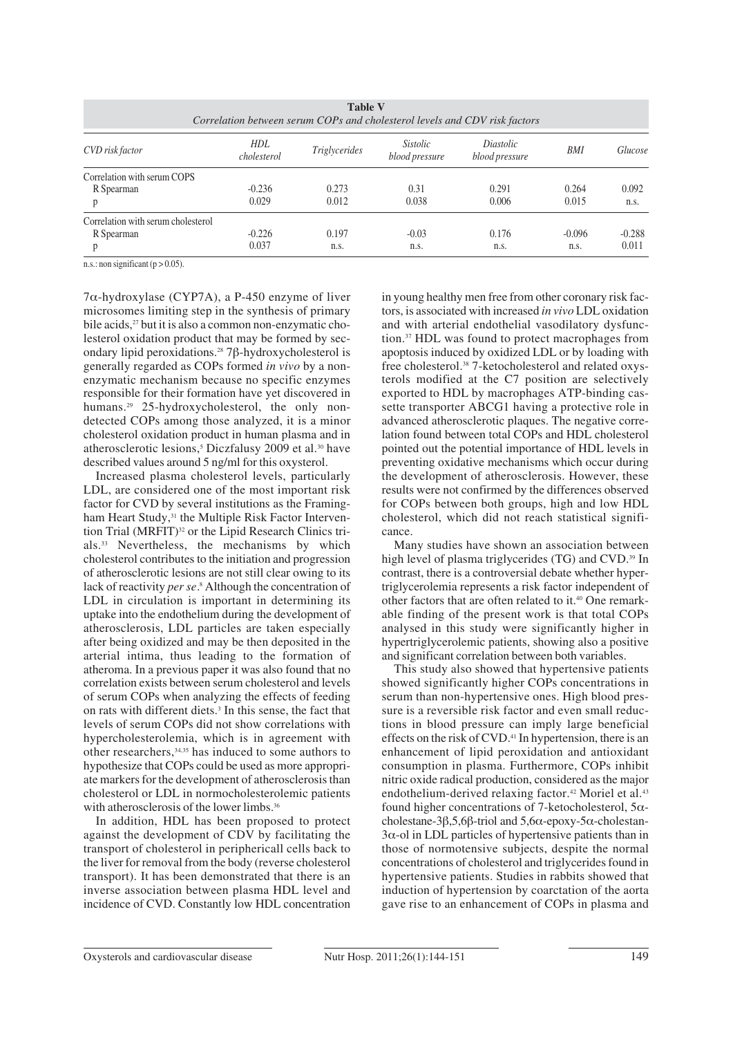**Table V**
*Correlation between serum COPs and cholesterol levels and CDV risk factors*

| *CVD risk factor* | *HDL cholesterol* | *Triglycerides* | *Sistolic blood pressure* | *Diastolic blood pressure* | *BMI* | *Glucose* |
|---|---|---|---|---|---|---|
| Correlation with serum COPS | | | | | | |
| R Spearman | -0.236 | 0.273 | 0.31 | 0.291 | 0.264 | 0.092 |
| p | 0.029 | 0.012 | 0.038 | 0.006 | 0.015 | n.s. |
| Correlation with serum cholesterol | | | | | | |
| R Spearman | -0.226 | 0.197 | -0.03 | 0.176 | -0.096 | -0.288 |
| p | 0.037 | n.s. | n.s. | n.s. | n.s. | 0.011 |

n.s.: non significant ($p > 0.05$).

7α-hydroxylase (CYP7A), a P-450 enzyme of liver microsomes limiting step in the synthesis of primary bile acids,[27] but it is also a common non-enzymatic cholesterol oxidation product that may be formed by secondary lipid peroxidations.[28] 7β-hydroxycholesterol is generally regarded as COPs formed *in vivo* by a non-enzymatic mechanism because no specific enzymes responsible for their formation have yet discovered in humans.[29] 25-hydroxycholesterol, the only non-detected COPs among those analyzed, it is a minor cholesterol oxidation product in human plasma and in atherosclerotic lesions,[5] Diczfalusy 2009 et al.[30] have described values around 5 ng/ml for this oxysterol.

Increased plasma cholesterol levels, particularly LDL, are considered one of the most important risk factor for CVD by several institutions as the Framingham Heart Study,[31] the Multiple Risk Factor Intervention Trial (MRFIT)[32] or the Lipid Research Clinics trials.[33] Nevertheless, the mechanisms by which cholesterol contributes to the initiation and progression of atherosclerotic lesions are not still clear owing to its lack of reactivity *per se*.[8] Although the concentration of LDL in circulation is important in determining its uptake into the endothelium during the development of atherosclerosis, LDL particles are taken especially after being oxidized and may be then deposited in the arterial intima, thus leading to the formation of atheroma. In a previous paper it was also found that no correlation exists between serum cholesterol and levels of serum COPs when analyzing the effects of feeding on rats with different diets.[3] In this sense, the fact that levels of serum COPs did not show correlations with hypercholesterolemia, which is in agreement with other researchers,[34,35] has induced to some authors to hypothesize that COPs could be used as more appropriate markers for the development of atherosclerosis than cholesterol or LDL in normocholesterolemic patients with atherosclerosis of the lower limbs.[36]

In addition, HDL has been proposed to protect against the development of CDV by facilitating the transport of cholesterol in periphericall cells back to the liver for removal from the body (reverse cholesterol transport). It has been demonstrated that there is an inverse association between plasma HDL level and incidence of CVD. Constantly low HDL concentration in young healthy men free from other coronary risk factors, is associated with increased *in vivo* LDL oxidation and with arterial endothelial vasodilatory dysfunction.[37] HDL was found to protect macrophages from apoptosis induced by oxidized LDL or by loading with free cholesterol.[38] 7-ketocholesterol and related oxysterols modified at the C7 position are selectively exported to HDL by macrophages ATP-binding cassette transporter ABCG1 having a protective role in advanced atherosclerotic plaques. The negative correlation found between total COPs and HDL cholesterol pointed out the potential importance of HDL levels in preventing oxidative mechanisms which occur during the development of atherosclerosis. However, these results were not confirmed by the differences observed for COPs between both groups, high and low HDL cholesterol, which did not reach statistical significance.

Many studies have shown an association between high level of plasma triglycerides (TG) and CVD.[39] In contrast, there is a controversial debate whether hypertriglycerolemia represents a risk factor independent of other factors that are often related to it.[40] One remarkable finding of the present work is that total COPs analysed in this study were significantly higher in hypertriglycerolemic patients, showing also a positive and significant correlation between both variables.

This study also showed that hypertensive patients showed significantly higher COPs concentrations in serum than non-hypertensive ones. High blood pressure is a reversible risk factor and even small reductions in blood pressure can imply large beneficial effects on the risk of CVD.[41] In hypertension, there is an enhancement of lipid peroxidation and antioxidant consumption in plasma. Furthermore, COPs inhibit nitric oxide radical production, considered as the major endothelium-derived relaxing factor.[42] Moriel et al.[43] found higher concentrations of 7-ketocholesterol, 5α-cholestane-3β,5,6β-triol and 5,6α-epoxy-5α-cholestan-3α-ol in LDL particles of hypertensive patients than in those of normotensive subjects, despite the normal concentrations of cholesterol and triglycerides found in hypertensive patients. Studies in rabbits showed that induction of hypertension by coarctation of the aorta gave rise to an enhancement of COPs in plasma and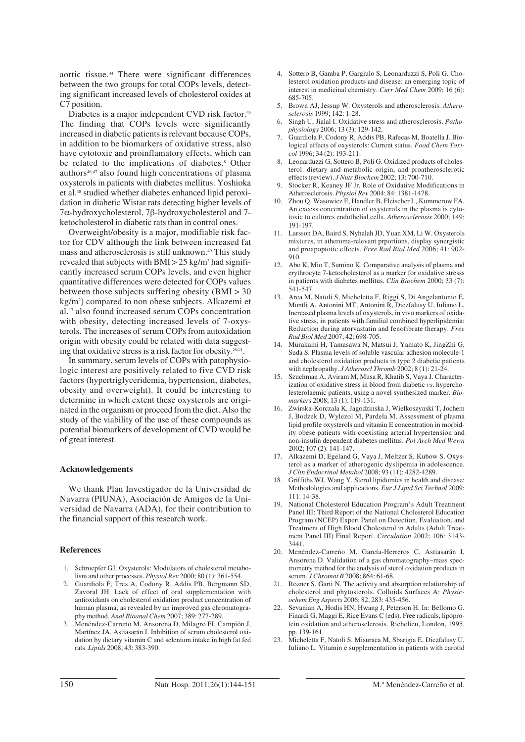aortic tissue.[44] There were significant differences between the two groups for total COPs levels, detecting significant increased levels of cholesterol oxides at C7 position.

Diabetes is a major independent CVD risk factor.[45] The finding that COPs levels were significantly increased in diabetic patients is relevant because COPs, in addition to be biomarkers of oxidative stress, also have cytotoxic and proinflamatory effects, which can be related to the implications of diabetes.[8] Other authors[46,47] also found high concentrations of plasma oxysterols in patients with diabetes mellitus. Yoshioka et al.[48] studied whether diabetes enhanced lipid peroxidation in diabetic Wistar rats detecting higher levels of 7α-hydroxycholesterol, 7β-hydroxycholesterol and 7-ketocholesterol in diabetic rats than in control ones.

Overweight/obesity is a major, modifiable risk factor for CDV although the link between increased fat mass and atherosclerosis is still unknown.[49] This study revealed that subjects with BMI > 25 kg/m$^2$ had significantly increased serum COPs levels, and even higher quantitative differences were detected for COPs values between those subjects suffering obesity (BMI > 30 kg/m$^2$) compared to non obese subjects. Alkazemi et al.[17] also found increased serum COPs concentration with obesity, detecting increased levels of 7-oxysterols. The increases of serum COPs from autoxidation origin with obesity could be related with data suggesting that oxidative stress is a risk factor for obesity.[50,51].

In summary, serum levels of COPs with patophysiologic interest are positively related to five CVD risk factors (hypertriglyceridemia, hypertension, diabetes, obesity and overweight). It could be interesting to determine in which extent these oxysterols are originated in the organism or proceed from the diet. Also the study of the viability of the use of these compounds as potential biomarkers of development of CVD would be of great interest.

### Acknowledgements

We thank Plan Investigador de la Universidad de Navarra (PIUNA), Asociación de Amigos de la Universidad de Navarra (ADA), for their contribution to the financial support of this research work.

### References

1. Schroepfer GJ. Oxysterols: Modulators of cholesterol metabolism and other processes. *Physiol Rev* 2000; 80 (1): 361-554.
2. Guardiola F, Tres A, Codony R, Addis PB, Bergmann SD, Zavoral JH. Lack of effect of oral supplementation with antioxidants on cholesterol oxidation product concentration of human plasma, as revealed by an improved gas chromatography method. *Anal Bioanal Chem* 2007; 389: 277-289.
3. Menéndez-Carreño M, Ansorena D, Milagro FI, Campión J, Martínez JA, Astiasarán I. Inhibition of serum cholesterol oxidation by dietary vitamin C and selenium intake in high fat fed rats. *Lipids* 2008; 43: 383-390.
4. Sottero B, Gamba P, Gargiulo S, Leonarduzzi S, Poli G. Cholesterol oxidation products and disease: an emerging topic of interest in medicinal chemistry. *Curr Med Chem* 2009; 16 (6): 685-705.
5. Brown AJ, Jessup W. Oxysterols and atherosclerosis. *Atherosclerosis* 1999; 142: 1-28.
6. Singh U, Jialal I. Oxidative stress and atherosclerosis. *Pathophysiology* 2006; 13 (3): 129-142.
7. Guardiola F, Codony R, Addis PB, Rafecas M, Boatella J. Biological effects of oxysterols: Current status. *Food Chem Toxicol* 1996; 34 (2): 193-211.
8. Leonarduzzi G, Sottero B, Poli G. Oxidized products of cholesterol: dietary and metabolic origin, and proatherosclerotic effects (review). *J Nutr Biochem* 2002; 13: 700-710.
9. Stocker R, Keaney JF Jr. Role of Oxidative Modifications in Atherosclerosis. *Physiol Rev* 2004; 84: 1381-1478.
10. Zhou Q, Wasowicz E, Handler B, Fleischer L, Kummerow FA. An excess concentration of oxysterols in the plasma is cytotoxic to cultures endothelial cells. *Atherosclerosis* 2000; 149: 191-197.
11. Larsson DA, Baird S, Nyhalah JD, Yuan XM, Li W. Oxysterols mixtures, in atheroma-relevant prportions, display synergistic and proapoptotic effects. *Free Rad Biol Med* 2006; 41: 902-910.
12. Abo K, Mio T, Sumino K. Comparative analysis of plasma and erythrocyte 7-ketocholesterol as a marker for oxidative stresss in patients with diabetes mellitus. *Clin Biochem* 2000; 33 (7): 541-547.
13. Arca M, Natoli S, Micheletta F, Riggi S, Di Angelantonio E, Montli A, Antonini MT, Antonini R, Diczfalusy U, Iuliano L. Increased plasma levels of oxysterols, in vivo markers of oxidative stress, in patients with familial combined hyperlipidemia: Reduction during atorvastatin and fenofibrate therapy. *Free Rad Biol Med* 2007; 42: 698-705.
14. Murakami H, Tamasawa N, Matsui J, Yamato K, JingZhi G, Suda S. Plasma levels of soluble vascular adhesion molecule-1 and cholesterol oxidation products in type 2 diabetic patients with nephropathy. *J Atheroscl Thromb* 2002; 8 (1): 21-24.
15. Szuchman A, Aviram M, Musa R, Khatib S, Vaya J. Characterization of oxidative stress in blood from diabetic *vs*. hypercholesterolaemic patients, using a novel synthesized marker. *Biomarkers* 2008; 13 (1): 119-131.
16. Zwirska-Korczala K, Jagodzinska J, Wielkoszynski T, Jochem J, Bodzek D, Wylezol M, Pardela M. Assessment of plasma lipid profile oxysterols and vitamin E concentration in morbidity obese patients with coexisting arterial hypertension and non-insulin dependent diabetes mellitus. *Pol Arch Med Wewn* 2002; 107 (2): 141-147.
17. Alkazemi D, Egeland G, Vaya J, Meltzer S, Kubow S. Oxysterol as a marker of atherogenic dyslipemia in adolescence. *J Clin Endocrinol Metabol* 2008; 93 (11): 4282-4289.
18. Griffiths WJ, Wang Y. Sterol lipidomics in health and disease: Methodologies and applications. *Eur J Lipid Sci Technol* 2009; 111: 14-38.
19. National Cholesterol Education Program's Adult Treatment Panel III: Third Report of the National Cholesterol Education Program (NCEP) Expert Panel on Detection, Evaluation, and Treatment of High Blood Cholesterol in Adults (Adult Treatment Panel III) Final Report. *Circulation* 2002; 106: 3143-3441.
20. Menéndez-Carreño M, García-Herreros C, Astiasarán I, Ansorena D. Validation of a gas chromatography–mass spectrometry method for the analysis of sterol oxidation products in serum. *J Chromat B* 2008; 864: 61-68.
21. Rozner S, Garti N. The activity and absorption relationship of cholesterol and phytosterols. Colloids Surfaces A: *Physicochem Eng Aspects* 2006; 82, 283: 435-456.
22. Sevanian A, Hodis HN, Hwang J, Peterson H. In: Bellomo G, Finardi G, Maggi E, Rice Evans C (eds). Free radicals, lipoprotein oxidation and atherosclerosis. Richelieu, London, 1995, pp. 139-161.
23. Micheletta F, Natoli S, Misuraca M, Sbarigia E, Diczfalusy U, Iuliano L. Vitamin e supplementation in patients with carotid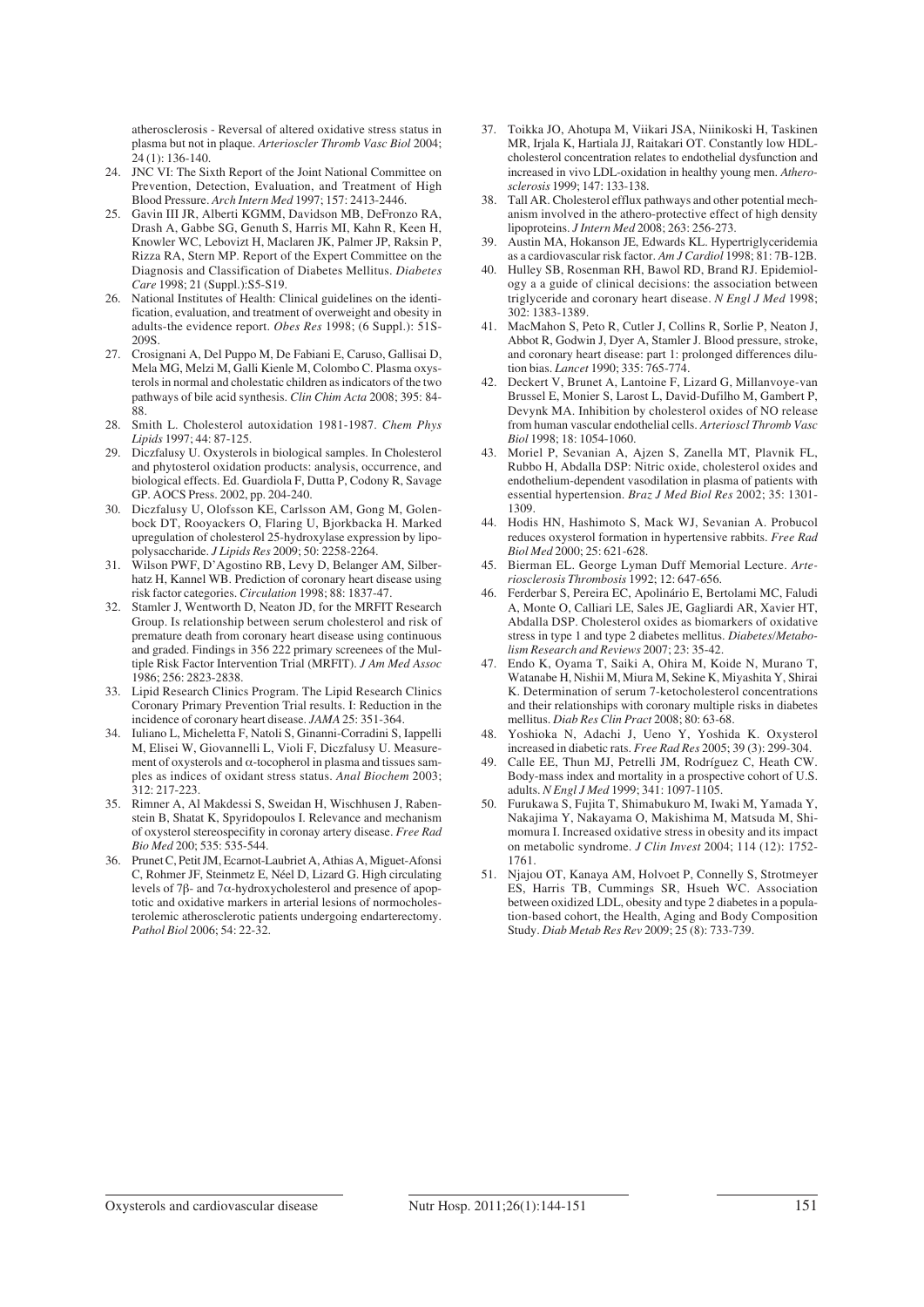atherosclerosis - Reversal of altered oxidative stress status in plasma but not in plaque. *Arterioscler Thromb Vasc Biol* 2004; 24 (1): 136-140.

24. JNC VI: The Sixth Report of the Joint National Committee on Prevention, Detection, Evaluation, and Treatment of High Blood Pressure. *Arch Intern Med* 1997; 157: 2413-2446.
25. Gavin III JR, Alberti KGMM, Davidson MB, DeFronzo RA, Drash A, Gabbe SG, Genuth S, Harris MI, Kahn R, Keen H, Knowler WC, Lebovizt H, Maclaren JK, Palmer JP, Raksin P, Rizza RA, Stern MP. Report of the Expert Committee on the Diagnosis and Classification of Diabetes Mellitus. *Diabetes Care* 1998; 21 (Suppl.):S5-S19.
26. National Institutes of Health: Clinical guidelines on the identification, evaluation, and treatment of overweight and obesity in adults-the evidence report. *Obes Res* 1998; (6 Suppl.): 51S-209S.
27. Crosignani A, Del Puppo M, De Fabiani E, Caruso, Gallisai D, Mela MG, Melzi M, Galli Kienle M, Colombo C. Plasma oxysterols in normal and cholestatic children as indicators of the two pathways of bile acid synthesis. *Clin Chim Acta* 2008; 395: 84-88.
28. Smith L. Cholesterol autoxidation 1981-1987. *Chem Phys Lipids* 1997; 44: 87-125.
29. Diczfalusy U. Oxysterols in biological samples. In Cholesterol and phytosterol oxidation products: analysis, occurrence, and biological effects. Ed. Guardiola F, Dutta P, Codony R, Savage GP. AOCS Press. 2002, pp. 204-240.
30. Diczfalusy U, Olofsson KE, Carlsson AM, Gong M, Golenbock DT, Rooyackers O, Flaring U, Bjorkbacka H. Marked upregulation of cholesterol 25-hydroxylase expression by lipopolysaccharide. *J Lipids Res* 2009; 50: 2258-2264.
31. Wilson PWF, D'Agostino RB, Levy D, Belanger AM, Silberhatz H, Kannel WB. Prediction of coronary heart disease using risk factor categories. *Circulation* 1998; 88: 1837-47.
32. Stamler J, Wentworth D, Neaton JD, for the MRFIT Research Group. Is relationship between serum cholesterol and risk of premature death from coronary heart disease using continuous and graded. Findings in 356 222 primary screenees of the Multiple Risk Factor Intervention Trial (MRFIT). *J Am Med Assoc* 1986; 256: 2823-2838.
33. Lipid Research Clinics Program. The Lipid Research Clinics Coronary Primary Prevention Trial results. I: Reduction in the incidence of coronary heart disease. *JAMA* 25: 351-364.
34. Iuliano L, Micheletta F, Natoli S, Ginanni-Corradini S, Iappelli M, Elisei W, Giovannelli L, Violi F, Diczfalusy U. Measurement of oxysterols and α-tocopherol in plasma and tissues samples as indices of oxidant stress status. *Anal Biochem* 2003; 312: 217-223.
35. Rimner A, Al Makdessi S, Sweidan H, Wischhusen J, Rabenstein B, Shatat K, Spyridopoulos I. Relevance and mechanism of oxysterol stereospecifity in coronay artery disease. *Free Rad Bio Med* 200; 535: 535-544.
36. Prunet C, Petit JM, Ecarnot-Laubriet A, Athias A, Miguet-Afonsi C, Rohmer JF, Steinmetz E, Néel D, Lizard G. High circulating levels of 7β- and 7α-hydroxycholesterol and presence of apoptotic and oxidative markers in arterial lesions of normocholesterolemic atherosclerotic patients undergoing endarterectomy. *Pathol Biol* 2006; 54: 22-32.
37. Toikka JO, Ahotupa M, Viikari JSA, Niinikoski H, Taskinen MR, Irjala K, Hartiala JJ, Raitakari OT. Constantly low HDL-cholesterol concentration relates to endothelial dysfunction and increased in vivo LDL-oxidation in healthy young men. *Atherosclerosis* 1999; 147: 133-138.
38. Tall AR. Cholesterol efflux pathways and other potential mechanism involved in the athero-protective effect of high density lipoproteins. *J Intern Med* 2008; 263: 256-273.
39. Austin MA, Hokanson JE, Edwards KL. Hypertriglyceridemia as a cardiovascular risk factor. *Am J Cardiol* 1998; 81: 7B-12B.
40. Hulley SB, Rosenman RH, Bawol RD, Brand RJ. Epidemiology a a guide of clinical decisions: the association between triglyceride and coronary heart disease. *N Engl J Med* 1998; 302: 1383-1389.
41. MacMahon S, Peto R, Cutler J, Collins R, Sorlie P, Neaton J, Abbot R, Godwin J, Dyer A, Stamler J. Blood pressure, stroke, and coronary heart disease: part 1: prolonged differences dilution bias. *Lancet* 1990; 335: 765-774.
42. Deckert V, Brunet A, Lantoine F, Lizard G, Millanvoye-van Brussel E, Monier S, Larost L, David-Dufilho M, Gambert P, Devynk MA. Inhibition by cholesterol oxides of NO release from human vascular endothelial cells. *Arterioscl Thromb Vasc Biol* 1998; 18: 1054-1060.
43. Moriel P, Sevanian A, Ajzen S, Zanella MT, Plavnik FL, Rubbo H, Abdalla DSP: Nitric oxide, cholesterol oxides and endothelium-dependent vasodilation in plasma of patients with essential hypertension. *Braz J Med Biol Res* 2002; 35: 1301-1309.
44. Hodis HN, Hashimoto S, Mack WJ, Sevanian A. Probucol reduces oxysterol formation in hypertensive rabbits. *Free Rad Biol Med* 2000; 25: 621-628.
45. Bierman EL. George Lyman Duff Memorial Lecture. *Arteriosclerosis Thrombosis* 1992; 12: 647-656.
46. Ferderbar S, Pereira EC, Apolinário E, Bertolami MC, Faludi A, Monte O, Calliari LE, Sales JE, Gagliardi AR, Xavier HT, Abdalla DSP. Cholesterol oxides as biomarkers of oxidative stress in type 1 and type 2 diabetes mellitus. *Diabetes/Metabolism Research and Reviews* 2007; 23: 35-42.
47. Endo K, Oyama T, Saiki A, Ohira M, Koide N, Murano T, Watanabe H, Nishii M, Miura M, Sekine K, Miyashita Y, Shirai K. Determination of serum 7-ketocholesterol concentrations and their relationships with coronary multiple risks in diabetes mellitus. *Diab Res Clin Pract* 2008; 80: 63-68.
48. Yoshioka N, Adachi J, Ueno Y, Yoshida K. Oxysterol increased in diabetic rats. *Free Rad Res* 2005; 39 (3): 299-304.
49. Calle EE, Thun MJ, Petrelli JM, Rodríguez C, Heath CW. Body-mass index and mortality in a prospective cohort of U.S. adults. *N Engl J Med* 1999; 341: 1097-1105.
50. Furukawa S, Fujita T, Shimabukuro M, Iwaki M, Yamada Y, Nakajima Y, Nakayama O, Makishima M, Matsuda M, Shimomura I. Increased oxidative stress in obesity and its impact on metabolic syndrome. *J Clin Invest* 2004; 114 (12): 1752-1761.
51. Njajou OT, Kanaya AM, Holvoet P, Connelly S, Strotmeyer ES, Harris TB, Cummings SR, Hsueh WC. Association between oxidized LDL, obesity and type 2 diabetes in a population-based cohort, the Health, Aging and Body Composition Study. *Diab Metab Res Rev* 2009; 25 (8): 733-739.